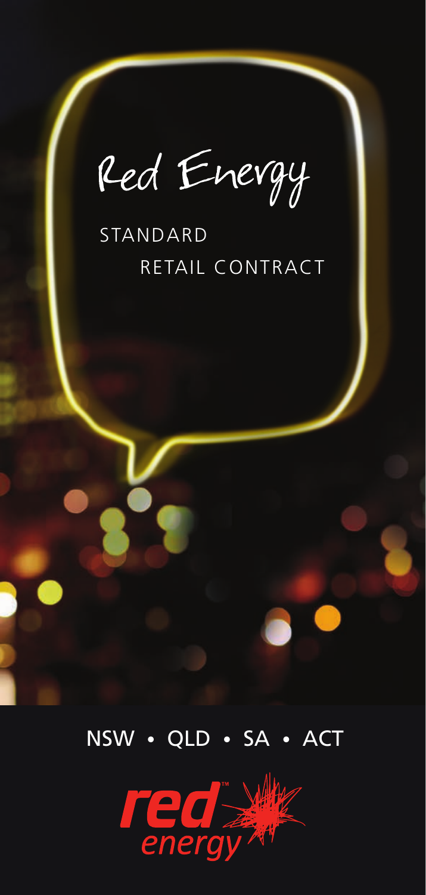# Red Energy

## STANDARD RETAIL CONTRACT

NSW • QLD • SA • ACT

red energy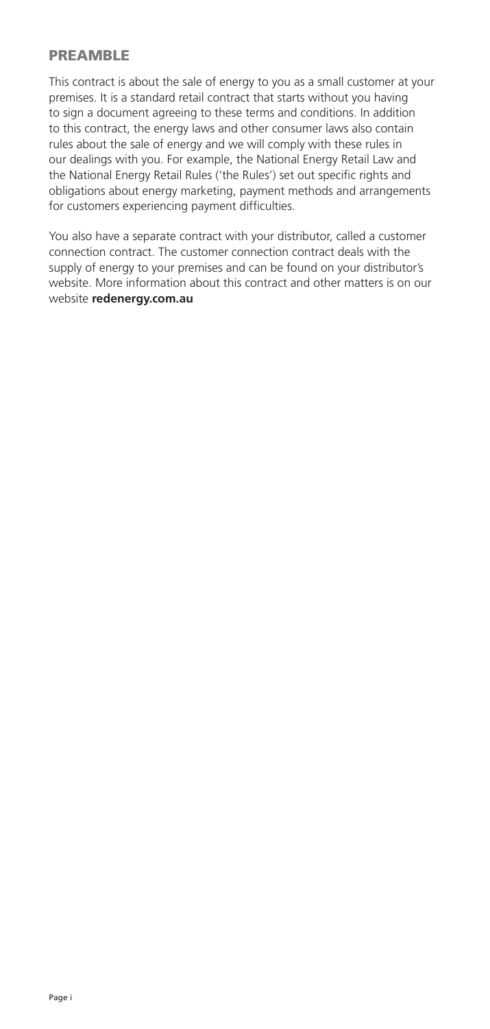## PREAMBLE

This contract is about the sale of energy to you as a small customer at your premises. It is a standard retail contract that starts without you having to sign a document agreeing to these terms and conditions. In addition to this contract, the energy laws and other consumer laws also contain rules about the sale of energy and we will comply with these rules in our dealings with you. For example, the National Energy Retail Law and the National Energy Retail Rules ('the Rules') set out specific rights and obligations about energy marketing, payment methods and arrangements for customers experiencing payment difficulties.

You also have a separate contract with your distributor, called a customer connection contract. The customer connection contract deals with the supply of energy to your premises and can be found on your distributor's website. More information about this contract and other matters is on our website **redenergy.com.au**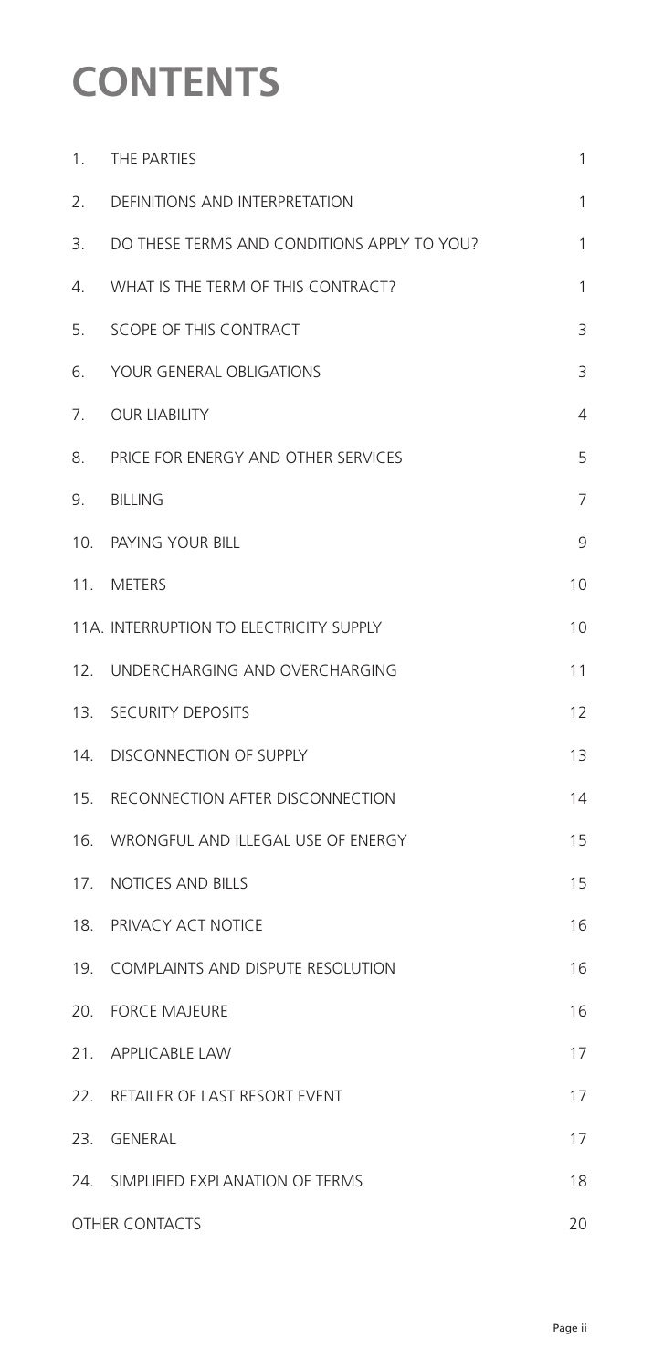# CONTENTS

| | | |
|---|---|---|
| 1. | THE PARTIES | 1 |
| 2. | DEFINITIONS AND INTERPRETATION | 1 |
| 3. | DO THESE TERMS AND CONDITIONS APPLY TO YOU? | 1 |
| 4. | WHAT IS THE TERM OF THIS CONTRACT? | 1 |
| 5. | SCOPE OF THIS CONTRACT | 3 |
| 6. | YOUR GENERAL OBLIGATIONS | 3 |
| 7. | OUR LIABILITY | 4 |
| 8. | PRICE FOR ENERGY AND OTHER SERVICES | 5 |
| 9. | BILLING | 7 |
| 10. | PAYING YOUR BILL | 9 |
| 11. | METERS | 10 |
| 11A. | INTERRUPTION TO ELECTRICITY SUPPLY | 10 |
| 12. | UNDERCHARGING AND OVERCHARGING | 11 |
| 13. | SECURITY DEPOSITS | 12 |
| 14. | DISCONNECTION OF SUPPLY | 13 |
| 15. | RECONNECTION AFTER DISCONNECTION | 14 |
| 16. | WRONGFUL AND ILLEGAL USE OF ENERGY | 15 |
| 17. | NOTICES AND BILLS | 15 |
| 18. | PRIVACY ACT NOTICE | 16 |
| 19. | COMPLAINTS AND DISPUTE RESOLUTION | 16 |
| 20. | FORCE MAJEURE | 16 |
| 21. | APPLICABLE LAW | 17 |
| 22. | RETAILER OF LAST RESORT EVENT | 17 |
| 23. | GENERAL | 17 |
| 24. | SIMPLIFIED EXPLANATION OF TERMS | 18 |
| | OTHER CONTACTS | 20 |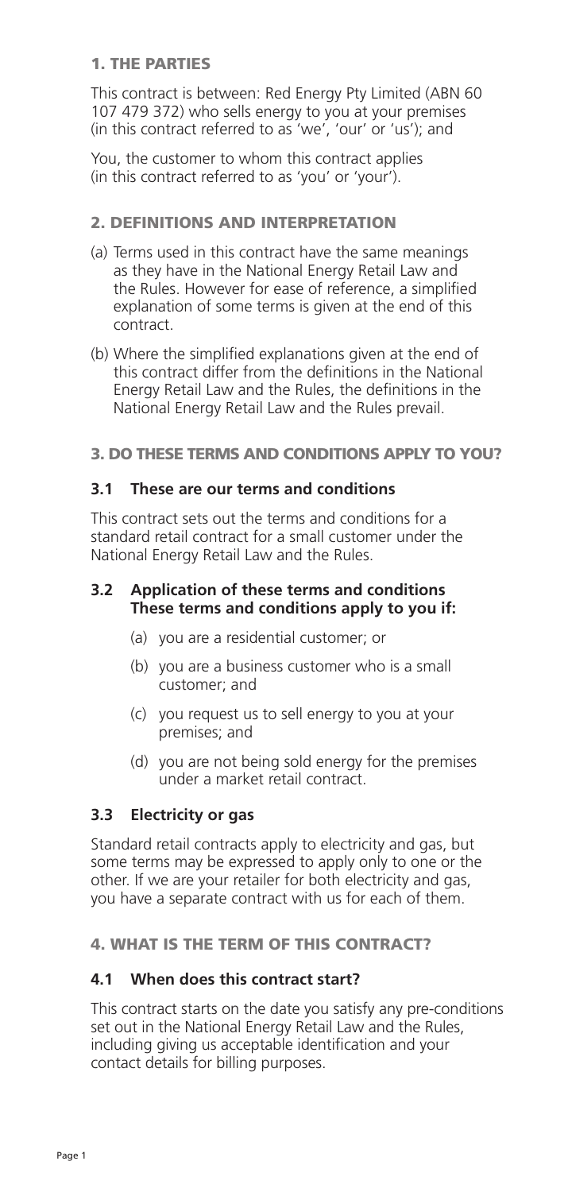## 1. THE PARTIES

This contract is between: Red Energy Pty Limited (ABN 60 107 479 372) who sells energy to you at your premises (in this contract referred to as 'we', 'our' or 'us'); and

You, the customer to whom this contract applies (in this contract referred to as 'you' or 'your').

## 2. DEFINITIONS AND INTERPRETATION

(a) Terms used in this contract have the same meanings as they have in the National Energy Retail Law and the Rules. However for ease of reference, a simplified explanation of some terms is given at the end of this contract.

(b) Where the simplified explanations given at the end of this contract differ from the definitions in the National Energy Retail Law and the Rules, the definitions in the National Energy Retail Law and the Rules prevail.

## 3. DO THESE TERMS AND CONDITIONS APPLY TO YOU?

### 3.1 These are our terms and conditions

This contract sets out the terms and conditions for a standard retail contract for a small customer under the National Energy Retail Law and the Rules.

### 3.2 Application of these terms and conditions These terms and conditions apply to you if:

(a) you are a residential customer; or

(b) you are a business customer who is a small customer; and

(c) you request us to sell energy to you at your premises; and

(d) you are not being sold energy for the premises under a market retail contract.

### 3.3 Electricity or gas

Standard retail contracts apply to electricity and gas, but some terms may be expressed to apply only to one or the other. If we are your retailer for both electricity and gas, you have a separate contract with us for each of them.

## 4. WHAT IS THE TERM OF THIS CONTRACT?

### 4.1 When does this contract start?

This contract starts on the date you satisfy any pre-conditions set out in the National Energy Retail Law and the Rules, including giving us acceptable identification and your contact details for billing purposes.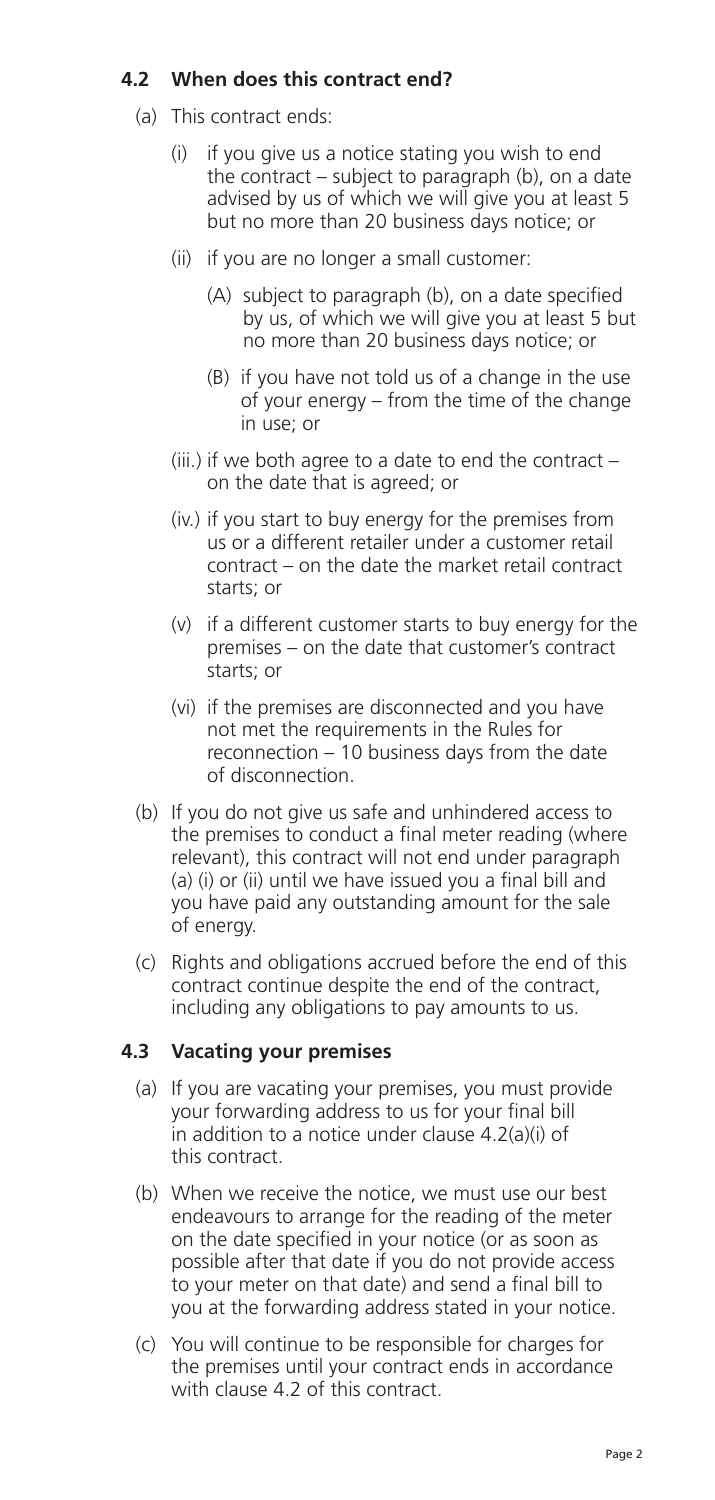### 4.2 When does this contract end?

(a) This contract ends:

(i) if you give us a notice stating you wish to end the contract – subject to paragraph (b), on a date advised by us of which we will give you at least 5 but no more than 20 business days notice; or

(ii) if you are no longer a small customer:

(A) subject to paragraph (b), on a date specified by us, of which we will give you at least 5 but no more than 20 business days notice; or

(B) if you have not told us of a change in the use of your energy – from the time of the change in use; or

(iii.) if we both agree to a date to end the contract – on the date that is agreed; or

(iv.) if you start to buy energy for the premises from us or a different retailer under a customer retail contract – on the date the market retail contract starts; or

(v) if a different customer starts to buy energy for the premises – on the date that customer's contract starts; or

(vi) if the premises are disconnected and you have not met the requirements in the Rules for reconnection – 10 business days from the date of disconnection.

(b) If you do not give us safe and unhindered access to the premises to conduct a final meter reading (where relevant), this contract will not end under paragraph (a) (i) or (ii) until we have issued you a final bill and you have paid any outstanding amount for the sale of energy.

(c) Rights and obligations accrued before the end of this contract continue despite the end of the contract, including any obligations to pay amounts to us.

### 4.3 Vacating your premises

(a) If you are vacating your premises, you must provide your forwarding address to us for your final bill in addition to a notice under clause 4.2(a)(i) of this contract.

(b) When we receive the notice, we must use our best endeavours to arrange for the reading of the meter on the date specified in your notice (or as soon as possible after that date if you do not provide access to your meter on that date) and send a final bill to you at the forwarding address stated in your notice.

(c) You will continue to be responsible for charges for the premises until your contract ends in accordance with clause 4.2 of this contract.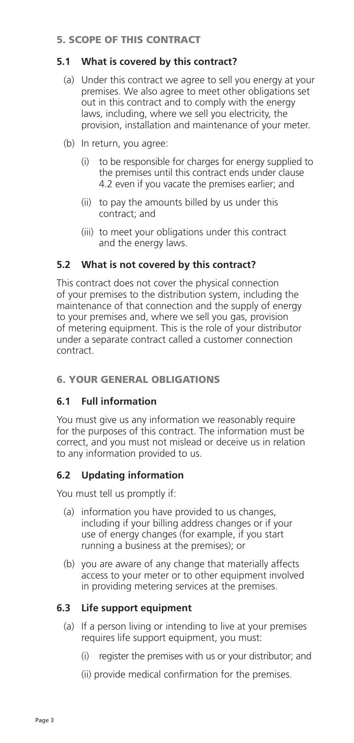## 5. SCOPE OF THIS CONTRACT

### 5.1 What is covered by this contract?

(a) Under this contract we agree to sell you energy at your premises. We also agree to meet other obligations set out in this contract and to comply with the energy laws, including, where we sell you electricity, the provision, installation and maintenance of your meter.

(b) In return, you agree:

(i) to be responsible for charges for energy supplied to the premises until this contract ends under clause 4.2 even if you vacate the premises earlier; and

(ii) to pay the amounts billed by us under this contract; and

(iii) to meet your obligations under this contract and the energy laws.

### 5.2 What is not covered by this contract?

This contract does not cover the physical connection of your premises to the distribution system, including the maintenance of that connection and the supply of energy to your premises and, where we sell you gas, provision of metering equipment. This is the role of your distributor under a separate contract called a customer connection contract.

## 6. YOUR GENERAL OBLIGATIONS

### 6.1 Full information

You must give us any information we reasonably require for the purposes of this contract. The information must be correct, and you must not mislead or deceive us in relation to any information provided to us.

### 6.2 Updating information

You must tell us promptly if:

(a) information you have provided to us changes, including if your billing address changes or if your use of energy changes (for example, if you start running a business at the premises); or

(b) you are aware of any change that materially affects access to your meter or to other equipment involved in providing metering services at the premises.

### 6.3 Life support equipment

(a) If a person living or intending to live at your premises requires life support equipment, you must:

(i) register the premises with us or your distributor; and

(ii) provide medical confirmation for the premises.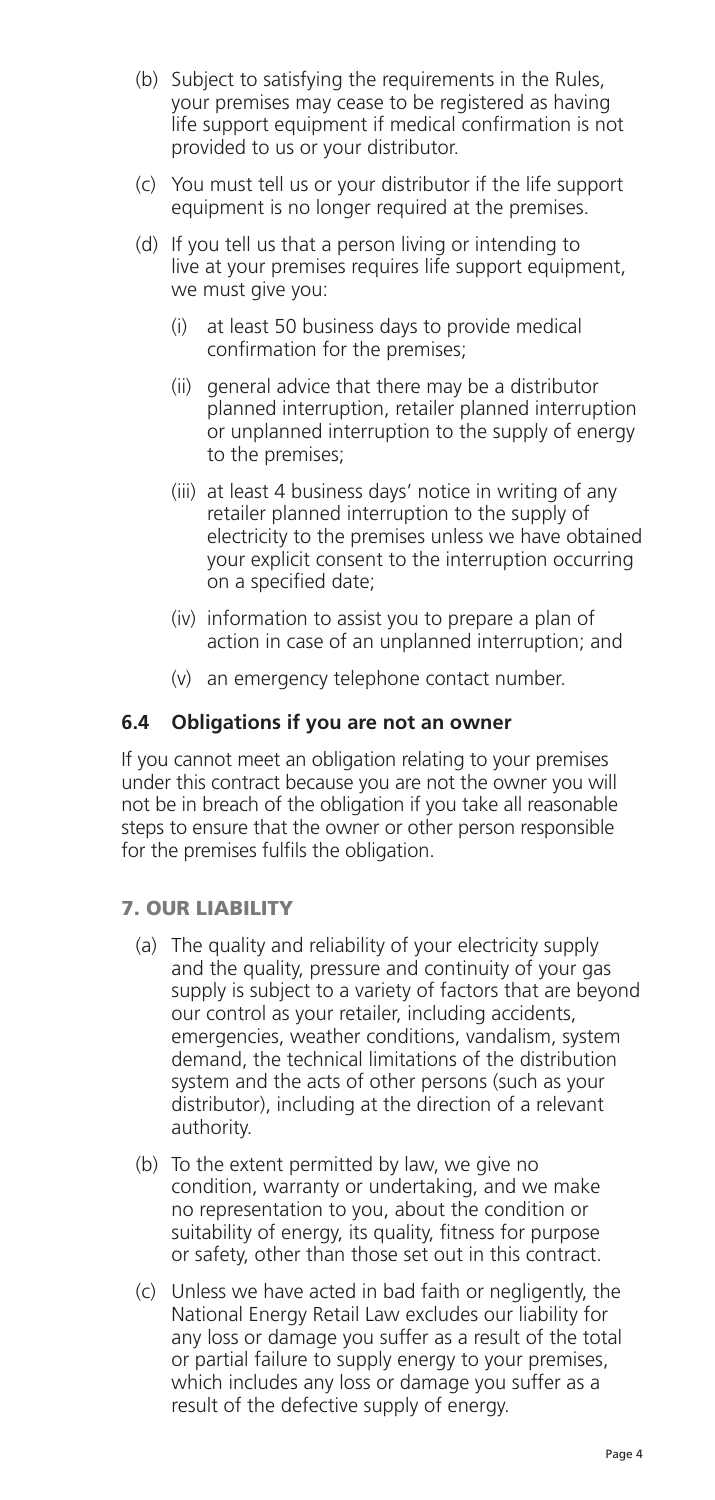(b) Subject to satisfying the requirements in the Rules, your premises may cease to be registered as having life support equipment if medical confirmation is not provided to us or your distributor.

(c) You must tell us or your distributor if the life support equipment is no longer required at the premises.

(d) If you tell us that a person living or intending to live at your premises requires life support equipment, we must give you:

   (i) at least 50 business days to provide medical confirmation for the premises;

   (ii) general advice that there may be a distributor planned interruption, retailer planned interruption or unplanned interruption to the supply of energy to the premises;

   (iii) at least 4 business days' notice in writing of any retailer planned interruption to the supply of electricity to the premises unless we have obtained your explicit consent to the interruption occurring on a specified date;

   (iv) information to assist you to prepare a plan of action in case of an unplanned interruption; and

   (v) an emergency telephone contact number.

### 6.4 Obligations if you are not an owner

If you cannot meet an obligation relating to your premises under this contract because you are not the owner you will not be in breach of the obligation if you take all reasonable steps to ensure that the owner or other person responsible for the premises fulfils the obligation.

## 7. OUR LIABILITY

(a) The quality and reliability of your electricity supply and the quality, pressure and continuity of your gas supply is subject to a variety of factors that are beyond our control as your retailer, including accidents, emergencies, weather conditions, vandalism, system demand, the technical limitations of the distribution system and the acts of other persons (such as your distributor), including at the direction of a relevant authority.

(b) To the extent permitted by law, we give no condition, warranty or undertaking, and we make no representation to you, about the condition or suitability of energy, its quality, fitness for purpose or safety, other than those set out in this contract.

(c) Unless we have acted in bad faith or negligently, the National Energy Retail Law excludes our liability for any loss or damage you suffer as a result of the total or partial failure to supply energy to your premises, which includes any loss or damage you suffer as a result of the defective supply of energy.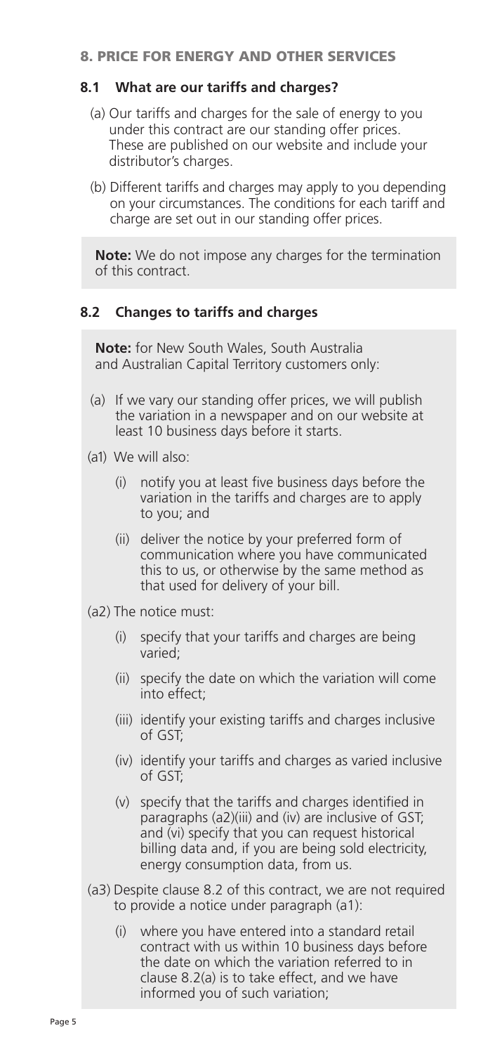## 8. PRICE FOR ENERGY AND OTHER SERVICES

### 8.1 What are our tariffs and charges?

(a) Our tariffs and charges for the sale of energy to you under this contract are our standing offer prices. These are published on our website and include your distributor's charges.

(b) Different tariffs and charges may apply to you depending on your circumstances. The conditions for each tariff and charge are set out in our standing offer prices.

**Note:** We do not impose any charges for the termination of this contract.

### 8.2 Changes to tariffs and charges

**Note:** for New South Wales, South Australia and Australian Capital Territory customers only:

(a) If we vary our standing offer prices, we will publish the variation in a newspaper and on our website at least 10 business days before it starts.

(a1) We will also:

- (i) notify you at least five business days before the variation in the tariffs and charges are to apply to you; and
- (ii) deliver the notice by your preferred form of communication where you have communicated this to us, or otherwise by the same method as that used for delivery of your bill.

(a2) The notice must:

- (i) specify that your tariffs and charges are being varied;
- (ii) specify the date on which the variation will come into effect;
- (iii) identify your existing tariffs and charges inclusive of GST;
- (iv) identify your tariffs and charges as varied inclusive of GST;
- (v) specify that the tariffs and charges identified in paragraphs (a2)(iii) and (iv) are inclusive of GST; and (vi) specify that you can request historical billing data and, if you are being sold electricity, energy consumption data, from us.

(a3) Despite clause 8.2 of this contract, we are not required to provide a notice under paragraph (a1):

- (i) where you have entered into a standard retail contract with us within 10 business days before the date on which the variation referred to in clause 8.2(a) is to take effect, and we have informed you of such variation;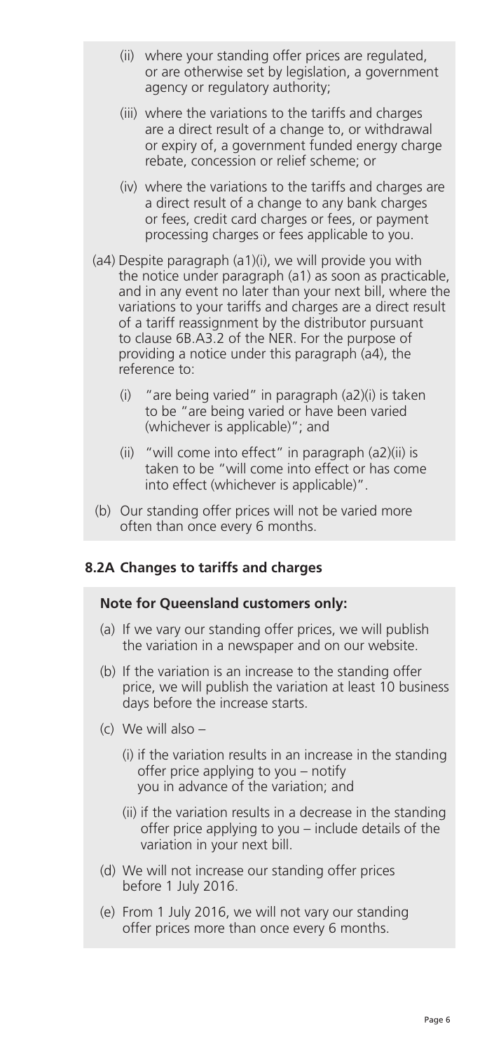- (ii) where your standing offer prices are regulated, or are otherwise set by legislation, a government agency or regulatory authority;
- (iii) where the variations to the tariffs and charges are a direct result of a change to, or withdrawal or expiry of, a government funded energy charge rebate, concession or relief scheme; or
- (iv) where the variations to the tariffs and charges are a direct result of a change to any bank charges or fees, credit card charges or fees, or payment processing charges or fees applicable to you.

(a4) Despite paragraph (a1)(i), we will provide you with the notice under paragraph (a1) as soon as practicable, and in any event no later than your next bill, where the variations to your tariffs and charges are a direct result of a tariff reassignment by the distributor pursuant to clause 6B.A3.2 of the NER. For the purpose of providing a notice under this paragraph (a4), the reference to:

- (i) "are being varied" in paragraph (a2)(i) is taken to be "are being varied or have been varied (whichever is applicable)"; and
- (ii) "will come into effect" in paragraph (a2)(ii) is taken to be "will come into effect or has come into effect (whichever is applicable)".

(b) Our standing offer prices will not be varied more often than once every 6 months.

### 8.2A Changes to tariffs and charges

**Note for Queensland customers only:**

(a) If we vary our standing offer prices, we will publish the variation in a newspaper and on our website.

(b) If the variation is an increase to the standing offer price, we will publish the variation at least 10 business days before the increase starts.

(c) We will also –

- (i) if the variation results in an increase in the standing offer price applying to you – notify you in advance of the variation; and
- (ii) if the variation results in a decrease in the standing offer price applying to you – include details of the variation in your next bill.

(d) We will not increase our standing offer prices before 1 July 2016.

(e) From 1 July 2016, we will not vary our standing offer prices more than once every 6 months.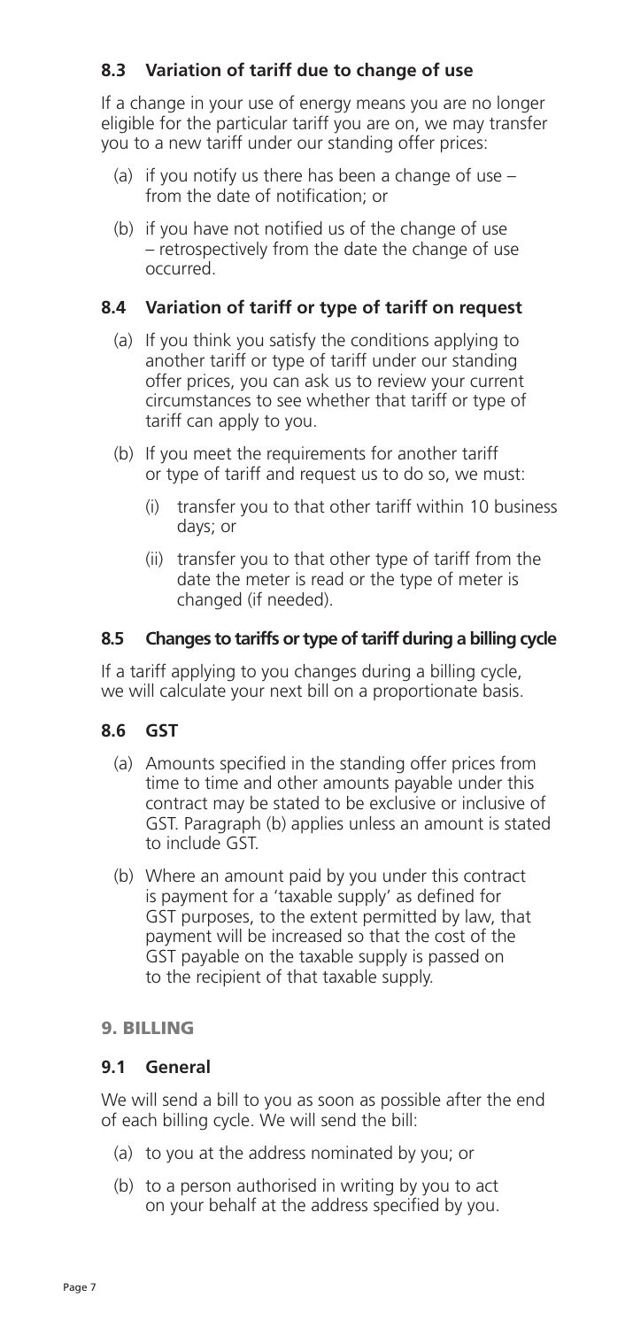### 8.3 Variation of tariff due to change of use

If a change in your use of energy means you are no longer eligible for the particular tariff you are on, we may transfer you to a new tariff under our standing offer prices:

(a) if you notify us there has been a change of use – from the date of notification; or

(b) if you have not notified us of the change of use – retrospectively from the date the change of use occurred.

### 8.4 Variation of tariff or type of tariff on request

(a) If you think you satisfy the conditions applying to another tariff or type of tariff under our standing offer prices, you can ask us to review your current circumstances to see whether that tariff or type of tariff can apply to you.

(b) If you meet the requirements for another tariff or type of tariff and request us to do so, we must:

   (i) transfer you to that other tariff within 10 business days; or

   (ii) transfer you to that other type of tariff from the date the meter is read or the type of meter is changed (if needed).

### 8.5 Changes to tariffs or type of tariff during a billing cycle

If a tariff applying to you changes during a billing cycle, we will calculate your next bill on a proportionate basis.

### 8.6 GST

(a) Amounts specified in the standing offer prices from time to time and other amounts payable under this contract may be stated to be exclusive or inclusive of GST. Paragraph (b) applies unless an amount is stated to include GST.

(b) Where an amount paid by you under this contract is payment for a 'taxable supply' as defined for GST purposes, to the extent permitted by law, that payment will be increased so that the cost of the GST payable on the taxable supply is passed on to the recipient of that taxable supply.

## 9. BILLING

### 9.1 General

We will send a bill to you as soon as possible after the end of each billing cycle. We will send the bill:

(a) to you at the address nominated by you; or

(b) to a person authorised in writing by you to act on your behalf at the address specified by you.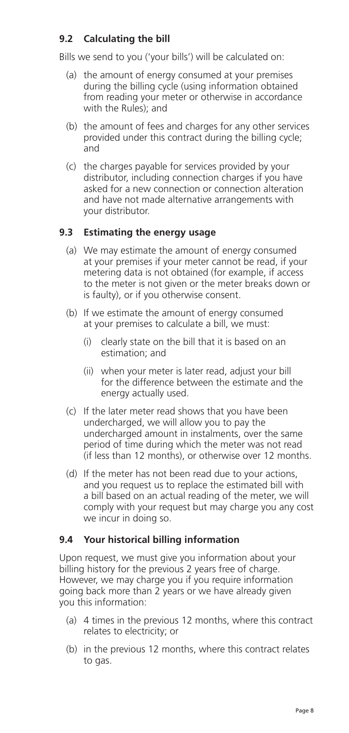### 9.2 Calculating the bill

Bills we send to you ('your bills') will be calculated on:

(a) the amount of energy consumed at your premises during the billing cycle (using information obtained from reading your meter or otherwise in accordance with the Rules); and

(b) the amount of fees and charges for any other services provided under this contract during the billing cycle; and

(c) the charges payable for services provided by your distributor, including connection charges if you have asked for a new connection or connection alteration and have not made alternative arrangements with your distributor.

### 9.3 Estimating the energy usage

(a) We may estimate the amount of energy consumed at your premises if your meter cannot be read, if your metering data is not obtained (for example, if access to the meter is not given or the meter breaks down or is faulty), or if you otherwise consent.

(b) If we estimate the amount of energy consumed at your premises to calculate a bill, we must:

  (i) clearly state on the bill that it is based on an estimation; and

  (ii) when your meter is later read, adjust your bill for the difference between the estimate and the energy actually used.

(c) If the later meter read shows that you have been undercharged, we will allow you to pay the undercharged amount in instalments, over the same period of time during which the meter was not read (if less than 12 months), or otherwise over 12 months.

(d) If the meter has not been read due to your actions, and you request us to replace the estimated bill with a bill based on an actual reading of the meter, we will comply with your request but may charge you any cost we incur in doing so.

### 9.4 Your historical billing information

Upon request, we must give you information about your billing history for the previous 2 years free of charge. However, we may charge you if you require information going back more than 2 years or we have already given you this information:

(a) 4 times in the previous 12 months, where this contract relates to electricity; or

(b) in the previous 12 months, where this contract relates to gas.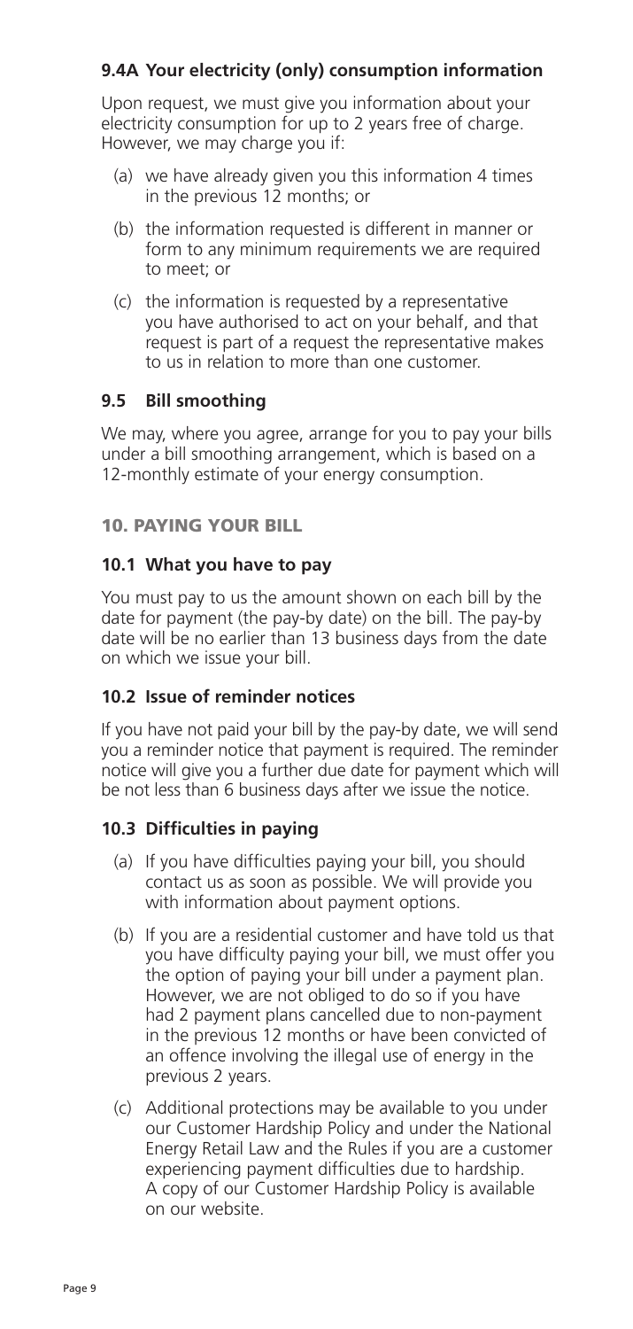### 9.4A Your electricity (only) consumption information

Upon request, we must give you information about your electricity consumption for up to 2 years free of charge. However, we may charge you if:

(a) we have already given you this information 4 times in the previous 12 months; or

(b) the information requested is different in manner or form to any minimum requirements we are required to meet; or

(c) the information is requested by a representative you have authorised to act on your behalf, and that request is part of a request the representative makes to us in relation to more than one customer.

### 9.5 Bill smoothing

We may, where you agree, arrange for you to pay your bills under a bill smoothing arrangement, which is based on a 12-monthly estimate of your energy consumption.

## 10. PAYING YOUR BILL

### 10.1 What you have to pay

You must pay to us the amount shown on each bill by the date for payment (the pay-by date) on the bill. The pay-by date will be no earlier than 13 business days from the date on which we issue your bill.

### 10.2 Issue of reminder notices

If you have not paid your bill by the pay-by date, we will send you a reminder notice that payment is required. The reminder notice will give you a further due date for payment which will be not less than 6 business days after we issue the notice.

### 10.3 Difficulties in paying

(a) If you have difficulties paying your bill, you should contact us as soon as possible. We will provide you with information about payment options.

(b) If you are a residential customer and have told us that you have difficulty paying your bill, we must offer you the option of paying your bill under a payment plan. However, we are not obliged to do so if you have had 2 payment plans cancelled due to non-payment in the previous 12 months or have been convicted of an offence involving the illegal use of energy in the previous 2 years.

(c) Additional protections may be available to you under our Customer Hardship Policy and under the National Energy Retail Law and the Rules if you are a customer experiencing payment difficulties due to hardship. A copy of our Customer Hardship Policy is available on our website.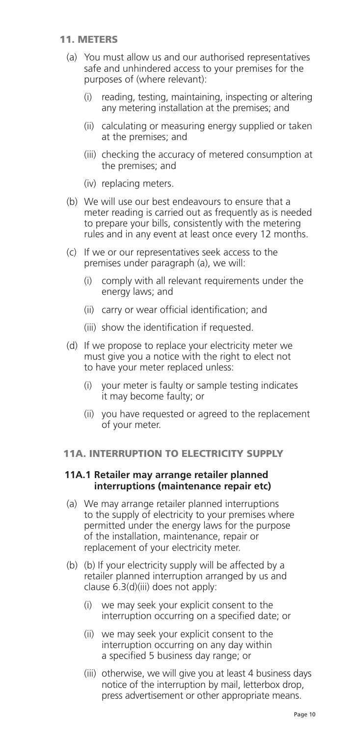## 11. METERS

(a) You must allow us and our authorised representatives safe and unhindered access to your premises for the purposes of (where relevant):

   (i) reading, testing, maintaining, inspecting or altering any metering installation at the premises; and

   (ii) calculating or measuring energy supplied or taken at the premises; and

   (iii) checking the accuracy of metered consumption at the premises; and

   (iv) replacing meters.

(b) We will use our best endeavours to ensure that a meter reading is carried out as frequently as is needed to prepare your bills, consistently with the metering rules and in any event at least once every 12 months.

(c) If we or our representatives seek access to the premises under paragraph (a), we will:

   (i) comply with all relevant requirements under the energy laws; and

   (ii) carry or wear official identification; and

   (iii) show the identification if requested.

(d) If we propose to replace your electricity meter we must give you a notice with the right to elect not to have your meter replaced unless:

   (i) your meter is faulty or sample testing indicates it may become faulty; or

   (ii) you have requested or agreed to the replacement of your meter.

## 11A. INTERRUPTION TO ELECTRICITY SUPPLY

### 11A.1 Retailer may arrange retailer planned interruptions (maintenance repair etc)

(a) We may arrange retailer planned interruptions to the supply of electricity to your premises where permitted under the energy laws for the purpose of the installation, maintenance, repair or replacement of your electricity meter.

(b) (b) If your electricity supply will be affected by a retailer planned interruption arranged by us and clause 6.3(d)(iii) does not apply:

   (i) we may seek your explicit consent to the interruption occurring on a specified date; or

   (ii) we may seek your explicit consent to the interruption occurring on any day within a specified 5 business day range; or

   (iii) otherwise, we will give you at least 4 business days notice of the interruption by mail, letterbox drop, press advertisement or other appropriate means.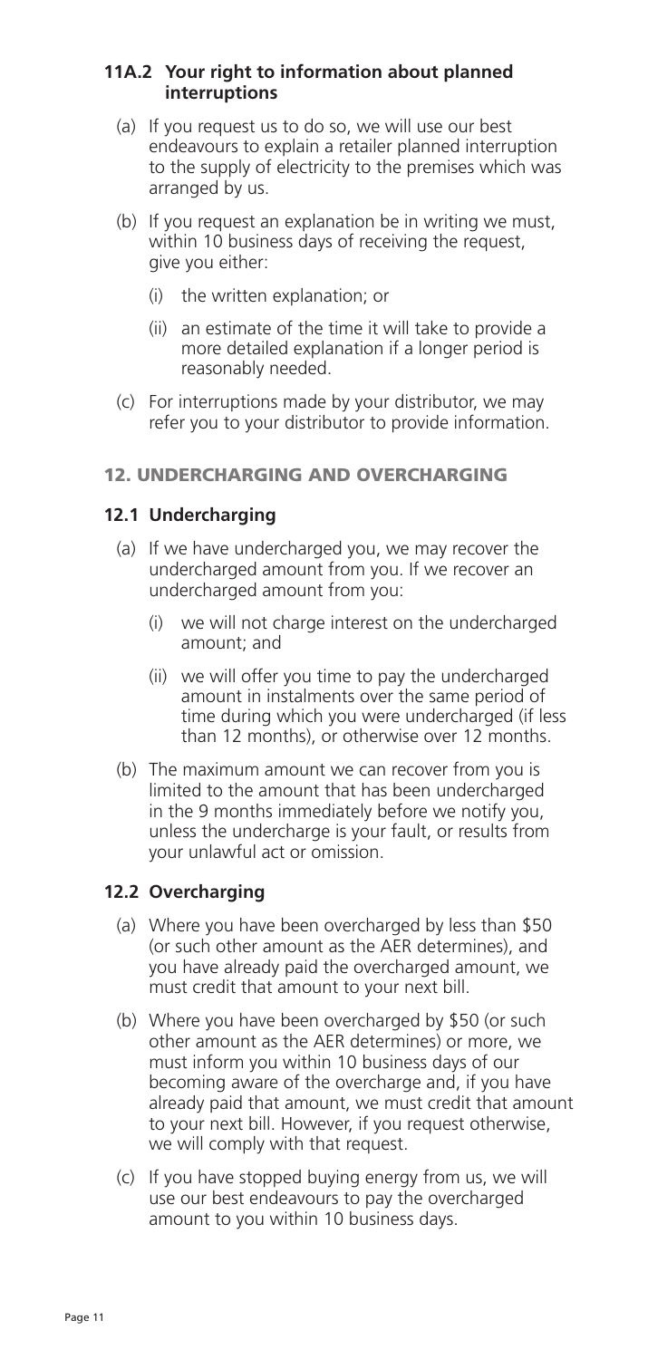### 11A.2 Your right to information about planned interruptions

(a) If you request us to do so, we will use our best endeavours to explain a retailer planned interruption to the supply of electricity to the premises which was arranged by us.

(b) If you request an explanation be in writing we must, within 10 business days of receiving the request, give you either:

(i) the written explanation; or

(ii) an estimate of the time it will take to provide a more detailed explanation if a longer period is reasonably needed.

(c) For interruptions made by your distributor, we may refer you to your distributor to provide information.

## 12. UNDERCHARGING AND OVERCHARGING

### 12.1 Undercharging

(a) If we have undercharged you, we may recover the undercharged amount from you. If we recover an undercharged amount from you:

(i) we will not charge interest on the undercharged amount; and

(ii) we will offer you time to pay the undercharged amount in instalments over the same period of time during which you were undercharged (if less than 12 months), or otherwise over 12 months.

(b) The maximum amount we can recover from you is limited to the amount that has been undercharged in the 9 months immediately before we notify you, unless the undercharge is your fault, or results from your unlawful act or omission.

### 12.2 Overcharging

(a) Where you have been overcharged by less than $50 (or such other amount as the AER determines), and you have already paid the overcharged amount, we must credit that amount to your next bill.

(b) Where you have been overcharged by $50 (or such other amount as the AER determines) or more, we must inform you within 10 business days of our becoming aware of the overcharge and, if you have already paid that amount, we must credit that amount to your next bill. However, if you request otherwise, we will comply with that request.

(c) If you have stopped buying energy from us, we will use our best endeavours to pay the overcharged amount to you within 10 business days.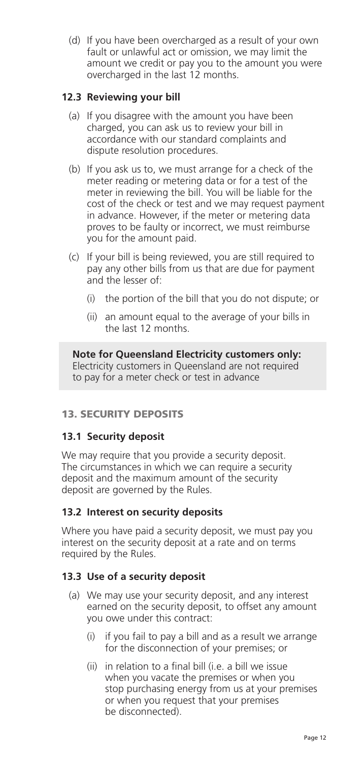(d) If you have been overcharged as a result of your own fault or unlawful act or omission, we may limit the amount we credit or pay you to the amount you were overcharged in the last 12 months.

### 12.3 Reviewing your bill

(a) If you disagree with the amount you have been charged, you can ask us to review your bill in accordance with our standard complaints and dispute resolution procedures.

(b) If you ask us to, we must arrange for a check of the meter reading or metering data or for a test of the meter in reviewing the bill. You will be liable for the cost of the check or test and we may request payment in advance. However, if the meter or metering data proves to be faulty or incorrect, we must reimburse you for the amount paid.

(c) If your bill is being reviewed, you are still required to pay any other bills from us that are due for payment and the lesser of:

(i) the portion of the bill that you do not dispute; or

(ii) an amount equal to the average of your bills in the last 12 months.

**Note for Queensland Electricity customers only:**
Electricity customers in Queensland are not required to pay for a meter check or test in advance

## 13. SECURITY DEPOSITS

### 13.1 Security deposit

We may require that you provide a security deposit. The circumstances in which we can require a security deposit and the maximum amount of the security deposit are governed by the Rules.

### 13.2 Interest on security deposits

Where you have paid a security deposit, we must pay you interest on the security deposit at a rate and on terms required by the Rules.

### 13.3 Use of a security deposit

(a) We may use your security deposit, and any interest earned on the security deposit, to offset any amount you owe under this contract:

(i) if you fail to pay a bill and as a result we arrange for the disconnection of your premises; or

(ii) in relation to a final bill (i.e. a bill we issue when you vacate the premises or when you stop purchasing energy from us at your premises or when you request that your premises be disconnected).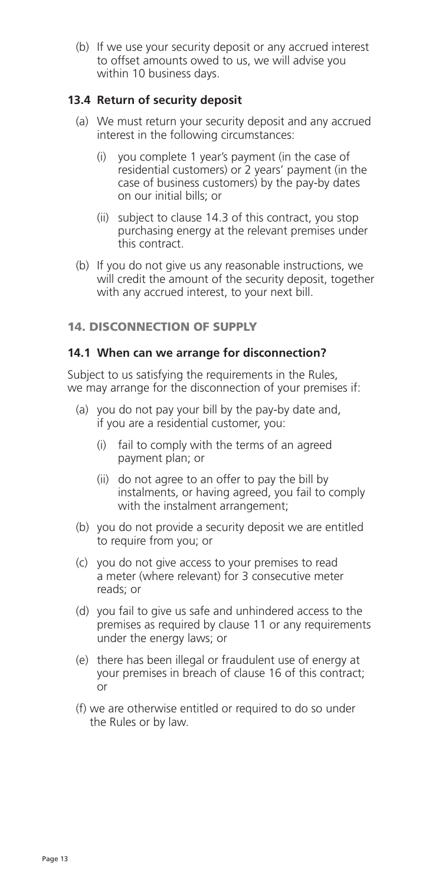(b) If we use your security deposit or any accrued interest to offset amounts owed to us, we will advise you within 10 business days.

### 13.4 Return of security deposit

(a) We must return your security deposit and any accrued interest in the following circumstances:

  (i) you complete 1 year's payment (in the case of residential customers) or 2 years' payment (in the case of business customers) by the pay-by dates on our initial bills; or

  (ii) subject to clause 14.3 of this contract, you stop purchasing energy at the relevant premises under this contract.

(b) If you do not give us any reasonable instructions, we will credit the amount of the security deposit, together with any accrued interest, to your next bill.

## 14. DISCONNECTION OF SUPPLY

### 14.1 When can we arrange for disconnection?

Subject to us satisfying the requirements in the Rules, we may arrange for the disconnection of your premises if:

(a) you do not pay your bill by the pay-by date and, if you are a residential customer, you:

  (i) fail to comply with the terms of an agreed payment plan; or

  (ii) do not agree to an offer to pay the bill by instalments, or having agreed, you fail to comply with the instalment arrangement;

(b) you do not provide a security deposit we are entitled to require from you; or

(c) you do not give access to your premises to read a meter (where relevant) for 3 consecutive meter reads; or

(d) you fail to give us safe and unhindered access to the premises as required by clause 11 or any requirements under the energy laws; or

(e) there has been illegal or fraudulent use of energy at your premises in breach of clause 16 of this contract; or

(f) we are otherwise entitled or required to do so under the Rules or by law.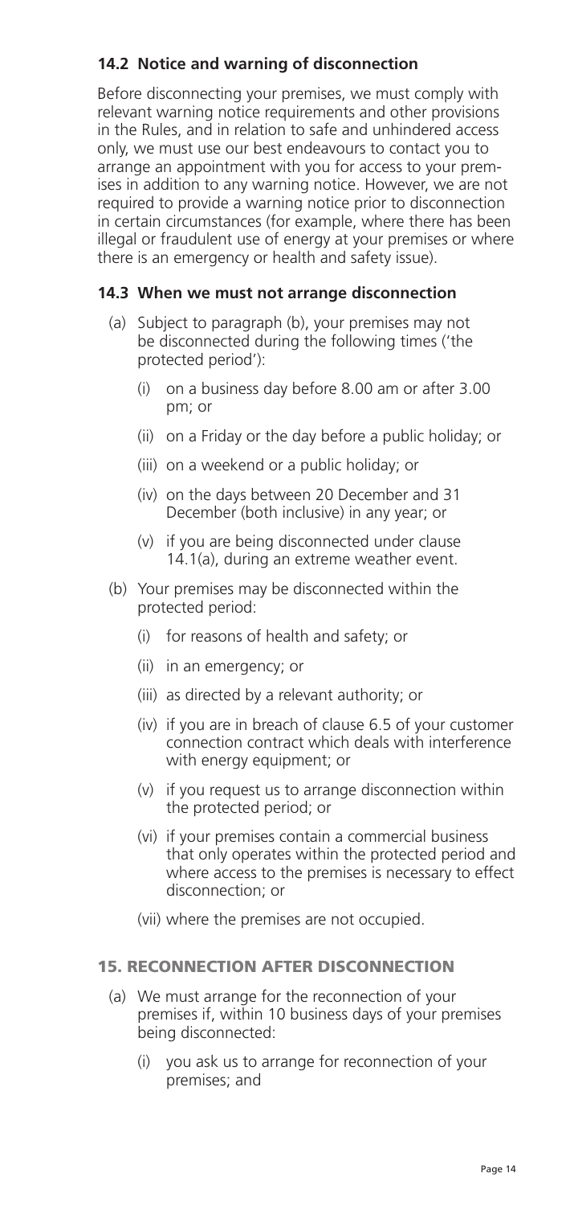### 14.2 Notice and warning of disconnection

Before disconnecting your premises, we must comply with relevant warning notice requirements and other provisions in the Rules, and in relation to safe and unhindered access only, we must use our best endeavours to contact you to arrange an appointment with you for access to your premises in addition to any warning notice. However, we are not required to provide a warning notice prior to disconnection in certain circumstances (for example, where there has been illegal or fraudulent use of energy at your premises or where there is an emergency or health and safety issue).

### 14.3 When we must not arrange disconnection

(a) Subject to paragraph (b), your premises may not be disconnected during the following times ('the protected period'):

  (i) on a business day before 8.00 am or after 3.00 pm; or

  (ii) on a Friday or the day before a public holiday; or

  (iii) on a weekend or a public holiday; or

  (iv) on the days between 20 December and 31 December (both inclusive) in any year; or

  (v) if you are being disconnected under clause 14.1(a), during an extreme weather event.

(b) Your premises may be disconnected within the protected period:

  (i) for reasons of health and safety; or

  (ii) in an emergency; or

  (iii) as directed by a relevant authority; or

  (iv) if you are in breach of clause 6.5 of your customer connection contract which deals with interference with energy equipment; or

  (v) if you request us to arrange disconnection within the protected period; or

  (vi) if your premises contain a commercial business that only operates within the protected period and where access to the premises is necessary to effect disconnection; or

  (vii) where the premises are not occupied.

## 15. RECONNECTION AFTER DISCONNECTION

(a) We must arrange for the reconnection of your premises if, within 10 business days of your premises being disconnected:

  (i) you ask us to arrange for reconnection of your premises; and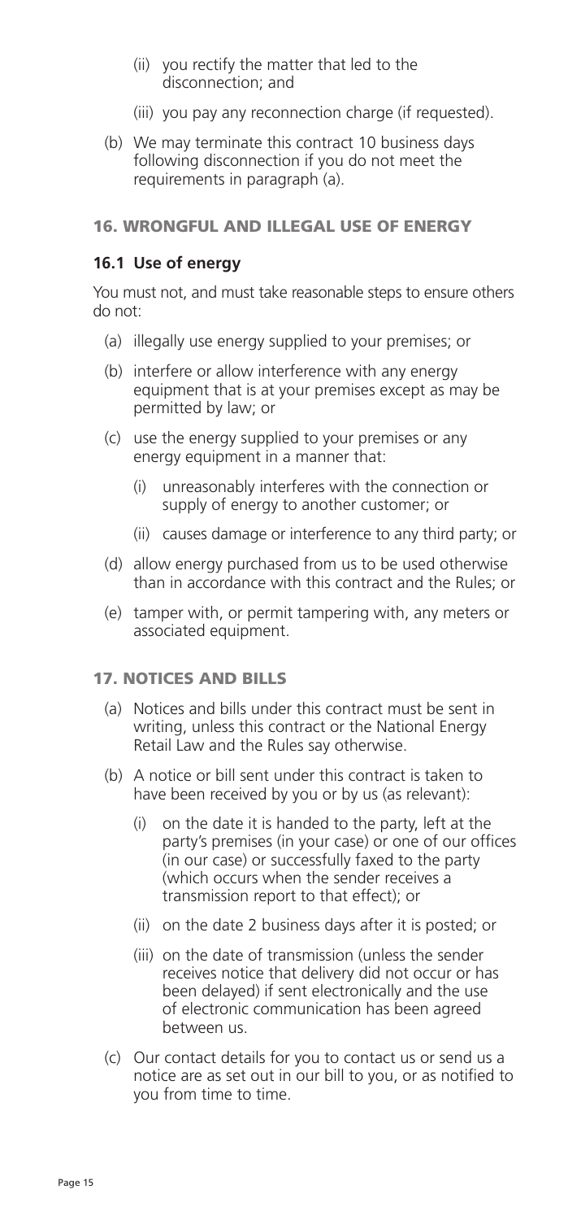(ii) you rectify the matter that led to the disconnection; and

(iii) you pay any reconnection charge (if requested).

(b) We may terminate this contract 10 business days following disconnection if you do not meet the requirements in paragraph (a).

## 16. WRONGFUL AND ILLEGAL USE OF ENERGY

### 16.1 Use of energy

You must not, and must take reasonable steps to ensure others do not:

(a) illegally use energy supplied to your premises; or

(b) interfere or allow interference with any energy equipment that is at your premises except as may be permitted by law; or

(c) use the energy supplied to your premises or any energy equipment in a manner that:

(i) unreasonably interferes with the connection or supply of energy to another customer; or

(ii) causes damage or interference to any third party; or

(d) allow energy purchased from us to be used otherwise than in accordance with this contract and the Rules; or

(e) tamper with, or permit tampering with, any meters or associated equipment.

## 17. NOTICES AND BILLS

(a) Notices and bills under this contract must be sent in writing, unless this contract or the National Energy Retail Law and the Rules say otherwise.

(b) A notice or bill sent under this contract is taken to have been received by you or by us (as relevant):

(i) on the date it is handed to the party, left at the party's premises (in your case) or one of our offices (in our case) or successfully faxed to the party (which occurs when the sender receives a transmission report to that effect); or

(ii) on the date 2 business days after it is posted; or

(iii) on the date of transmission (unless the sender receives notice that delivery did not occur or has been delayed) if sent electronically and the use of electronic communication has been agreed between us.

(c) Our contact details for you to contact us or send us a notice are as set out in our bill to you, or as notified to you from time to time.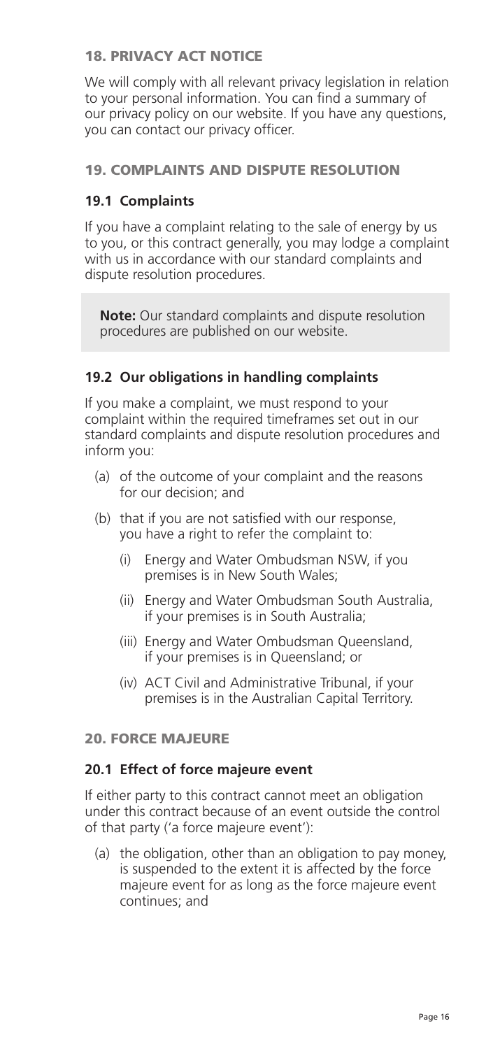## 18. PRIVACY ACT NOTICE

We will comply with all relevant privacy legislation in relation to your personal information. You can find a summary of our privacy policy on our website. If you have any questions, you can contact our privacy officer.

## 19. COMPLAINTS AND DISPUTE RESOLUTION

### 19.1 Complaints

If you have a complaint relating to the sale of energy by us to you, or this contract generally, you may lodge a complaint with us in accordance with our standard complaints and dispute resolution procedures.

> **Note:** Our standard complaints and dispute resolution procedures are published on our website.

### 19.2 Our obligations in handling complaints

If you make a complaint, we must respond to your complaint within the required timeframes set out in our standard complaints and dispute resolution procedures and inform you:

(a) of the outcome of your complaint and the reasons for our decision; and

(b) that if you are not satisfied with our response, you have a right to refer the complaint to:

- (i) Energy and Water Ombudsman NSW, if you premises is in New South Wales;
- (ii) Energy and Water Ombudsman South Australia, if your premises is in South Australia;
- (iii) Energy and Water Ombudsman Queensland, if your premises is in Queensland; or
- (iv) ACT Civil and Administrative Tribunal, if your premises is in the Australian Capital Territory.

## 20. FORCE MAJEURE

### 20.1 Effect of force majeure event

If either party to this contract cannot meet an obligation under this contract because of an event outside the control of that party ('a force majeure event'):

(a) the obligation, other than an obligation to pay money, is suspended to the extent it is affected by the force majeure event for as long as the force majeure event continues; and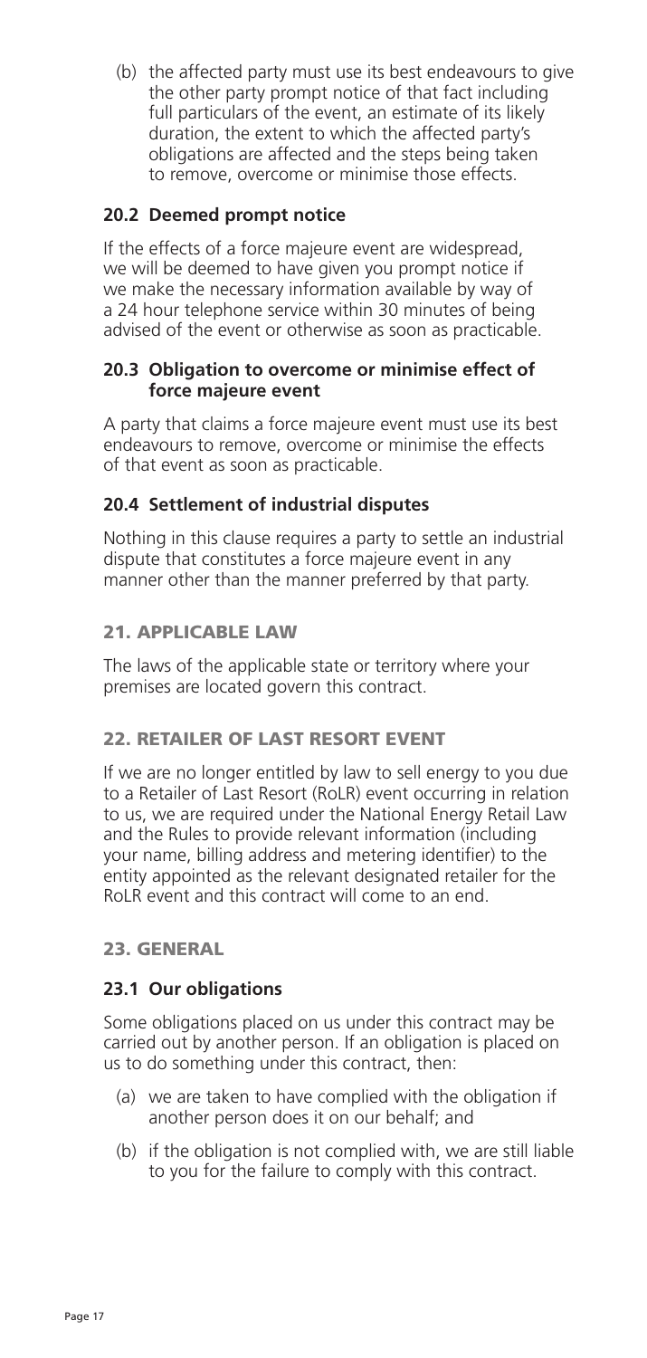(b) the affected party must use its best endeavours to give the other party prompt notice of that fact including full particulars of the event, an estimate of its likely duration, the extent to which the affected party's obligations are affected and the steps being taken to remove, overcome or minimise those effects.

### 20.2 Deemed prompt notice

If the effects of a force majeure event are widespread, we will be deemed to have given you prompt notice if we make the necessary information available by way of a 24 hour telephone service within 30 minutes of being advised of the event or otherwise as soon as practicable.

### 20.3 Obligation to overcome or minimise effect of force majeure event

A party that claims a force majeure event must use its best endeavours to remove, overcome or minimise the effects of that event as soon as practicable.

### 20.4 Settlement of industrial disputes

Nothing in this clause requires a party to settle an industrial dispute that constitutes a force majeure event in any manner other than the manner preferred by that party.

## 21. APPLICABLE LAW

The laws of the applicable state or territory where your premises are located govern this contract.

## 22. RETAILER OF LAST RESORT EVENT

If we are no longer entitled by law to sell energy to you due to a Retailer of Last Resort (RoLR) event occurring in relation to us, we are required under the National Energy Retail Law and the Rules to provide relevant information (including your name, billing address and metering identifier) to the entity appointed as the relevant designated retailer for the RoLR event and this contract will come to an end.

## 23. GENERAL

### 23.1 Our obligations

Some obligations placed on us under this contract may be carried out by another person. If an obligation is placed on us to do something under this contract, then:

(a) we are taken to have complied with the obligation if another person does it on our behalf; and

(b) if the obligation is not complied with, we are still liable to you for the failure to comply with this contract.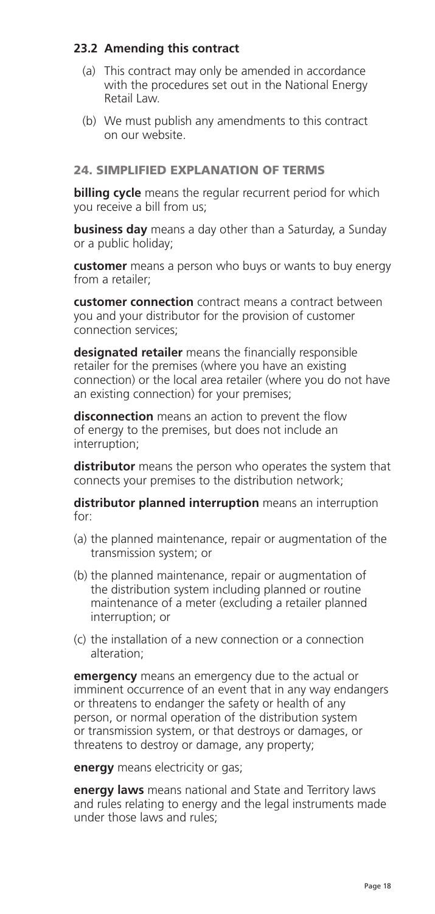### 23.2 Amending this contract

(a) This contract may only be amended in accordance with the procedures set out in the National Energy Retail Law.

(b) We must publish any amendments to this contract on our website.

## 24. SIMPLIFIED EXPLANATION OF TERMS

**billing cycle** means the regular recurrent period for which you receive a bill from us;

**business day** means a day other than a Saturday, a Sunday or a public holiday;

**customer** means a person who buys or wants to buy energy from a retailer;

**customer connection** contract means a contract between you and your distributor for the provision of customer connection services;

**designated retailer** means the financially responsible retailer for the premises (where you have an existing connection) or the local area retailer (where you do not have an existing connection) for your premises;

**disconnection** means an action to prevent the flow of energy to the premises, but does not include an interruption;

**distributor** means the person who operates the system that connects your premises to the distribution network;

**distributor planned interruption** means an interruption for:

(a) the planned maintenance, repair or augmentation of the transmission system; or

(b) the planned maintenance, repair or augmentation of the distribution system including planned or routine maintenance of a meter (excluding a retailer planned interruption; or

(c) the installation of a new connection or a connection alteration;

**emergency** means an emergency due to the actual or imminent occurrence of an event that in any way endangers or threatens to endanger the safety or health of any person, or normal operation of the distribution system or transmission system, or that destroys or damages, or threatens to destroy or damage, any property;

**energy** means electricity or gas;

**energy laws** means national and State and Territory laws and rules relating to energy and the legal instruments made under those laws and rules;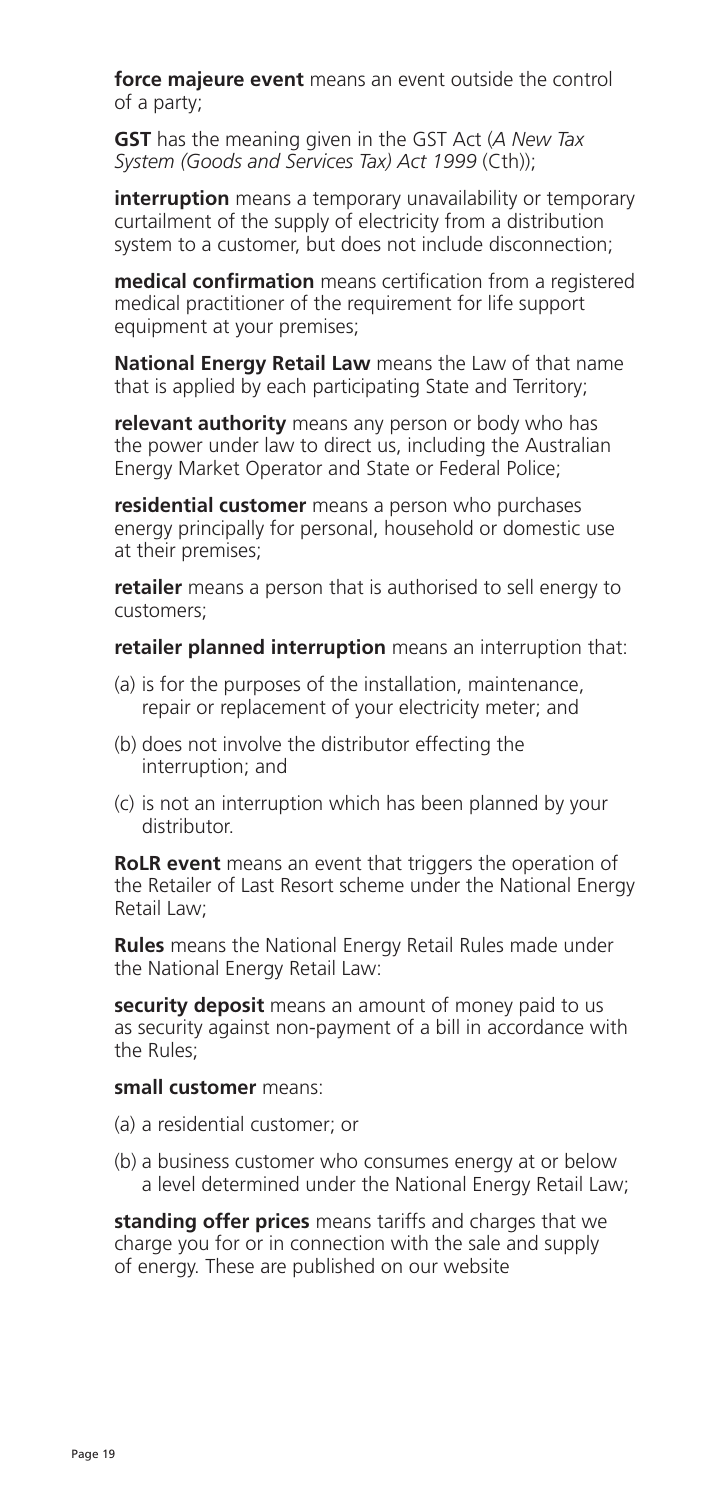**force majeure event** means an event outside the control of a party;

**GST** has the meaning given in the GST Act (*A New Tax System (Goods and Services Tax) Act 1999* (Cth));

**interruption** means a temporary unavailability or temporary curtailment of the supply of electricity from a distribution system to a customer, but does not include disconnection;

**medical confirmation** means certification from a registered medical practitioner of the requirement for life support equipment at your premises;

**National Energy Retail Law** means the Law of that name that is applied by each participating State and Territory;

**relevant authority** means any person or body who has the power under law to direct us, including the Australian Energy Market Operator and State or Federal Police;

**residential customer** means a person who purchases energy principally for personal, household or domestic use at their premises;

**retailer** means a person that is authorised to sell energy to customers;

**retailer planned interruption** means an interruption that:

(a) is for the purposes of the installation, maintenance, repair or replacement of your electricity meter; and

(b) does not involve the distributor effecting the interruption; and

(c) is not an interruption which has been planned by your distributor.

**RoLR event** means an event that triggers the operation of the Retailer of Last Resort scheme under the National Energy Retail Law;

**Rules** means the National Energy Retail Rules made under the National Energy Retail Law:

**security deposit** means an amount of money paid to us as security against non-payment of a bill in accordance with the Rules;

**small customer** means:

(a) a residential customer; or

(b) a business customer who consumes energy at or below a level determined under the National Energy Retail Law;

**standing offer prices** means tariffs and charges that we charge you for or in connection with the sale and supply of energy. These are published on our website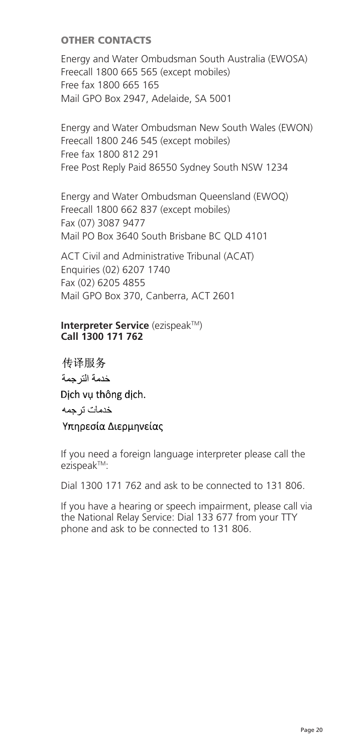## OTHER CONTACTS

Energy and Water Ombudsman South Australia (EWOSA)
Freecall 1800 665 565 (except mobiles)
Free fax 1800 665 165
Mail GPO Box 2947, Adelaide, SA 5001

Energy and Water Ombudsman New South Wales (EWON)
Freecall 1800 246 545 (except mobiles)
Free fax 1800 812 291
Free Post Reply Paid 86550 Sydney South NSW 1234

Energy and Water Ombudsman Queensland (EWOQ)
Freecall 1800 662 837 (except mobiles)
Fax (07) 3087 9477
Mail PO Box 3640 South Brisbane BC QLD 4101

ACT Civil and Administrative Tribunal (ACAT)
Enquiries (02) 6207 1740
Fax (02) 6205 4855
Mail GPO Box 370, Canberra, ACT 2601

**Interpreter Service** (ezispeak™)
**Call 1300 171 762**

传译服务

خدمة الترجمة

Dịch vụ thông dịch.

خدمات ترجمه

Υπηρεσία Διερμηνείας

If you need a foreign language interpreter please call the ezispeak™:

Dial 1300 171 762 and ask to be connected to 131 806.

If you have a hearing or speech impairment, please call via the National Relay Service: Dial 133 677 from your TTY phone and ask to be connected to 131 806.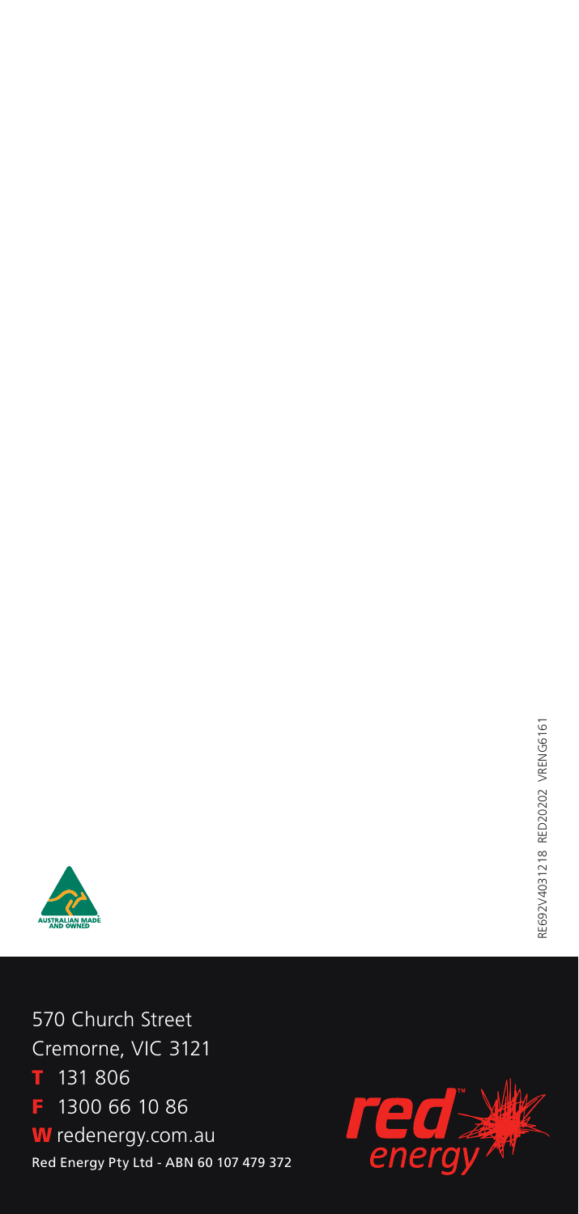AUSTRALIAN MADE AND OWNED

RE692V40312 18 RED20202 VRENG6161

570 Church Street

Cremorne, VIC 3121

**T** 131 806

**F** 1300 66 10 86

**W** redenergy.com.au

Red Energy Pty Ltd - ABN 60 107 479 372

red energy™